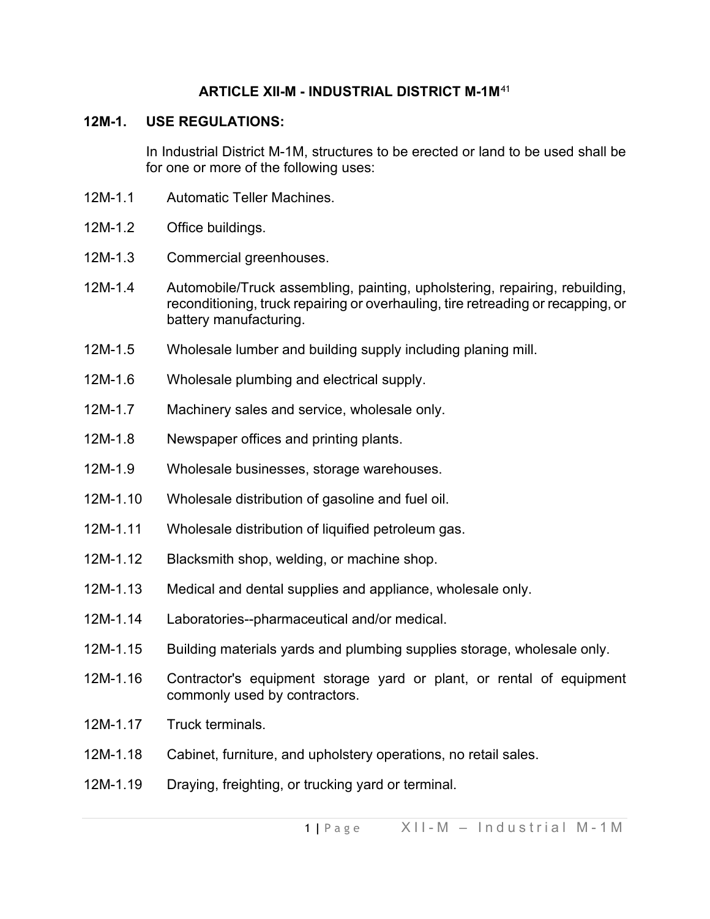# ARTICLE XII-M - INDUSTRIAL DISTRICT M-1M[41]

## 12M-1. USE REGULATIONS:

In Industrial District M-1M, structures to be erected or land to be used shall be for one or more of the following uses:

12M-1.1 Automatic Teller Machines.

12M-1.2 Office buildings.

12M-1.3 Commercial greenhouses.

12M-1.4 Automobile/Truck assembling, painting, upholstering, repairing, rebuilding, reconditioning, truck repairing or overhauling, tire retreading or recapping, or battery manufacturing.

12M-1.5 Wholesale lumber and building supply including planing mill.

12M-1.6 Wholesale plumbing and electrical supply.

12M-1.7 Machinery sales and service, wholesale only.

12M-1.8 Newspaper offices and printing plants.

12M-1.9 Wholesale businesses, storage warehouses.

12M-1.10 Wholesale distribution of gasoline and fuel oil.

12M-1.11 Wholesale distribution of liquified petroleum gas.

12M-1.12 Blacksmith shop, welding, or machine shop.

12M-1.13 Medical and dental supplies and appliance, wholesale only.

12M-1.14 Laboratories--pharmaceutical and/or medical.

12M-1.15 Building materials yards and plumbing supplies storage, wholesale only.

12M-1.16 Contractor's equipment storage yard or plant, or rental of equipment commonly used by contractors.

12M-1.17 Truck terminals.

12M-1.18 Cabinet, furniture, and upholstery operations, no retail sales.

12M-1.19 Draying, freighting, or trucking yard or terminal.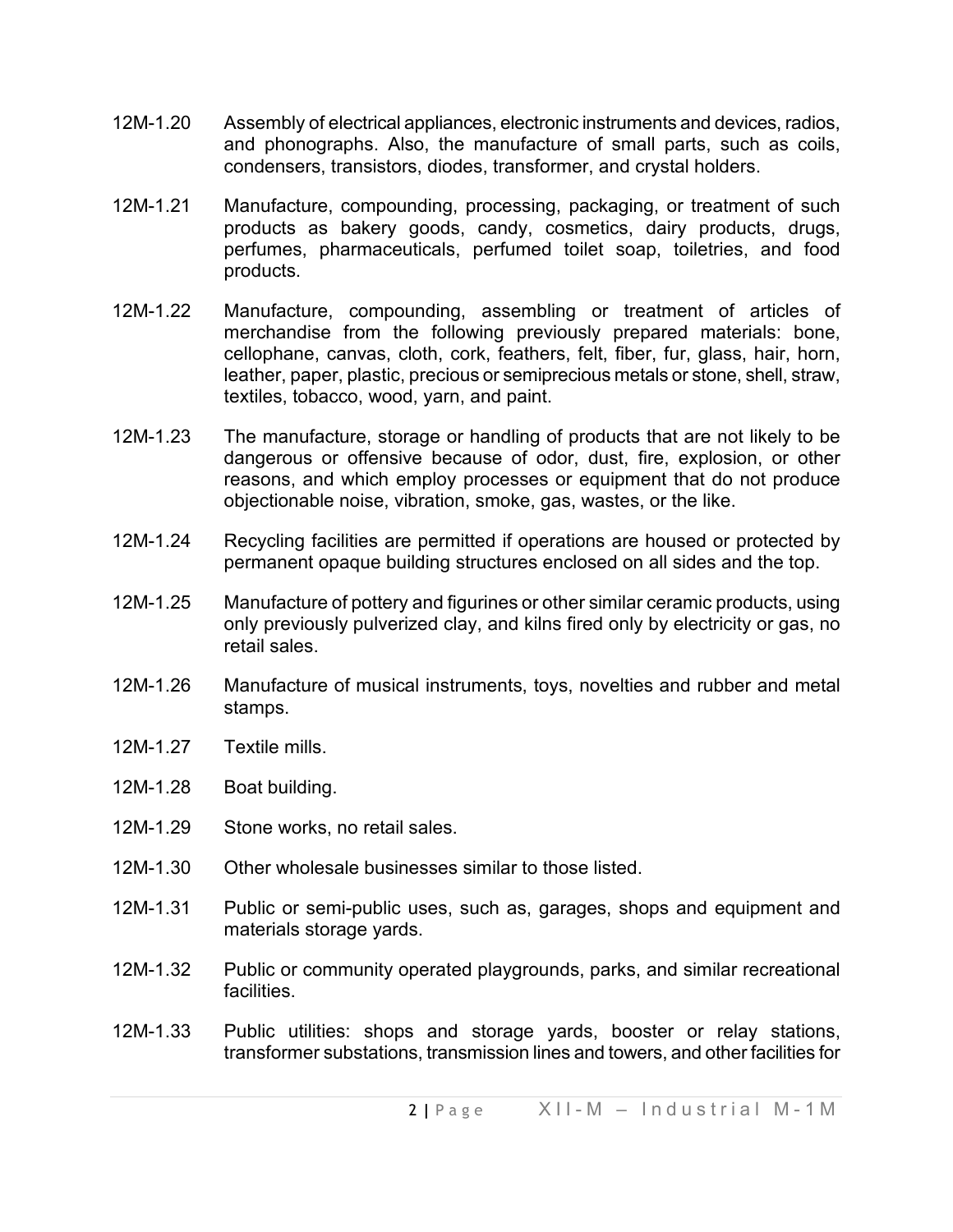12M-1.20 Assembly of electrical appliances, electronic instruments and devices, radios, and phonographs. Also, the manufacture of small parts, such as coils, condensers, transistors, diodes, transformer, and crystal holders.

12M-1.21 Manufacture, compounding, processing, packaging, or treatment of such products as bakery goods, candy, cosmetics, dairy products, drugs, perfumes, pharmaceuticals, perfumed toilet soap, toiletries, and food products.

12M-1.22 Manufacture, compounding, assembling or treatment of articles of merchandise from the following previously prepared materials: bone, cellophane, canvas, cloth, cork, feathers, felt, fiber, fur, glass, hair, horn, leather, paper, plastic, precious or semiprecious metals or stone, shell, straw, textiles, tobacco, wood, yarn, and paint.

12M-1.23 The manufacture, storage or handling of products that are not likely to be dangerous or offensive because of odor, dust, fire, explosion, or other reasons, and which employ processes or equipment that do not produce objectionable noise, vibration, smoke, gas, wastes, or the like.

12M-1.24 Recycling facilities are permitted if operations are housed or protected by permanent opaque building structures enclosed on all sides and the top.

12M-1.25 Manufacture of pottery and figurines or other similar ceramic products, using only previously pulverized clay, and kilns fired only by electricity or gas, no retail sales.

12M-1.26 Manufacture of musical instruments, toys, novelties and rubber and metal stamps.

12M-1.27 Textile mills.

12M-1.28 Boat building.

12M-1.29 Stone works, no retail sales.

12M-1.30 Other wholesale businesses similar to those listed.

12M-1.31 Public or semi-public uses, such as, garages, shops and equipment and materials storage yards.

12M-1.32 Public or community operated playgrounds, parks, and similar recreational facilities.

12M-1.33 Public utilities: shops and storage yards, booster or relay stations, transformer substations, transmission lines and towers, and other facilities for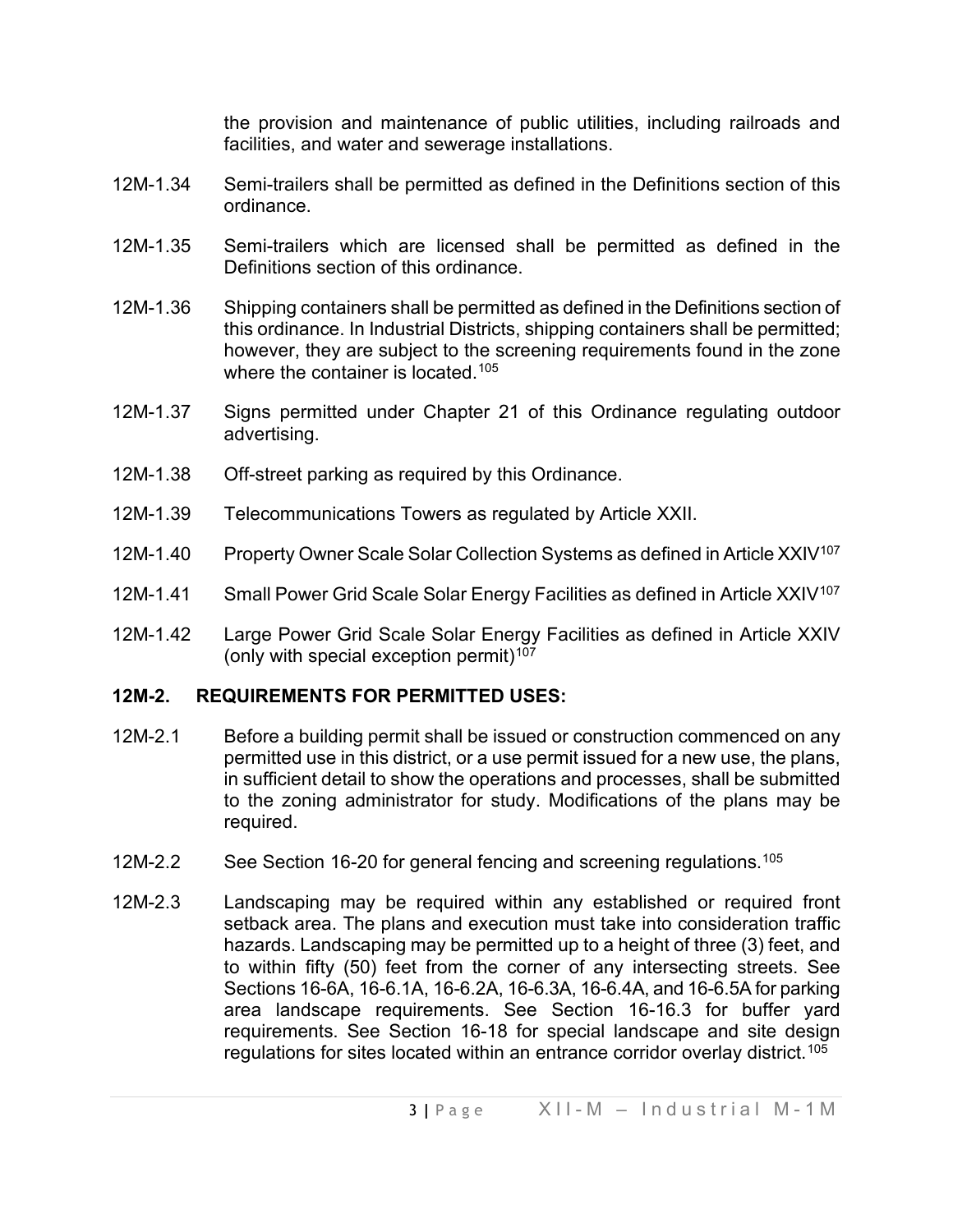the provision and maintenance of public utilities, including railroads and facilities, and water and sewerage installations.

12M-1.34 Semi-trailers shall be permitted as defined in the Definitions section of this ordinance.

12M-1.35 Semi-trailers which are licensed shall be permitted as defined in the Definitions section of this ordinance.

12M-1.36 Shipping containers shall be permitted as defined in the Definitions section of this ordinance. In Industrial Districts, shipping containers shall be permitted; however, they are subject to the screening requirements found in the zone where the container is located.[105]

12M-1.37 Signs permitted under Chapter 21 of this Ordinance regulating outdoor advertising.

12M-1.38 Off-street parking as required by this Ordinance.

12M-1.39 Telecommunications Towers as regulated by Article XXII.

12M-1.40 Property Owner Scale Solar Collection Systems as defined in Article XXIV[107]

12M-1.41 Small Power Grid Scale Solar Energy Facilities as defined in Article XXIV[107]

12M-1.42 Large Power Grid Scale Solar Energy Facilities as defined in Article XXIV (only with special exception permit)[107]

## 12M-2. REQUIREMENTS FOR PERMITTED USES:

12M-2.1 Before a building permit shall be issued or construction commenced on any permitted use in this district, or a use permit issued for a new use, the plans, in sufficient detail to show the operations and processes, shall be submitted to the zoning administrator for study. Modifications of the plans may be required.

12M-2.2 See Section 16-20 for general fencing and screening regulations.[105]

12M-2.3 Landscaping may be required within any established or required front setback area. The plans and execution must take into consideration traffic hazards. Landscaping may be permitted up to a height of three (3) feet, and to within fifty (50) feet from the corner of any intersecting streets. See Sections 16-6A, 16-6.1A, 16-6.2A, 16-6.3A, 16-6.4A, and 16-6.5A for parking area landscape requirements. See Section 16-16.3 for buffer yard requirements. See Section 16-18 for special landscape and site design regulations for sites located within an entrance corridor overlay district.[105]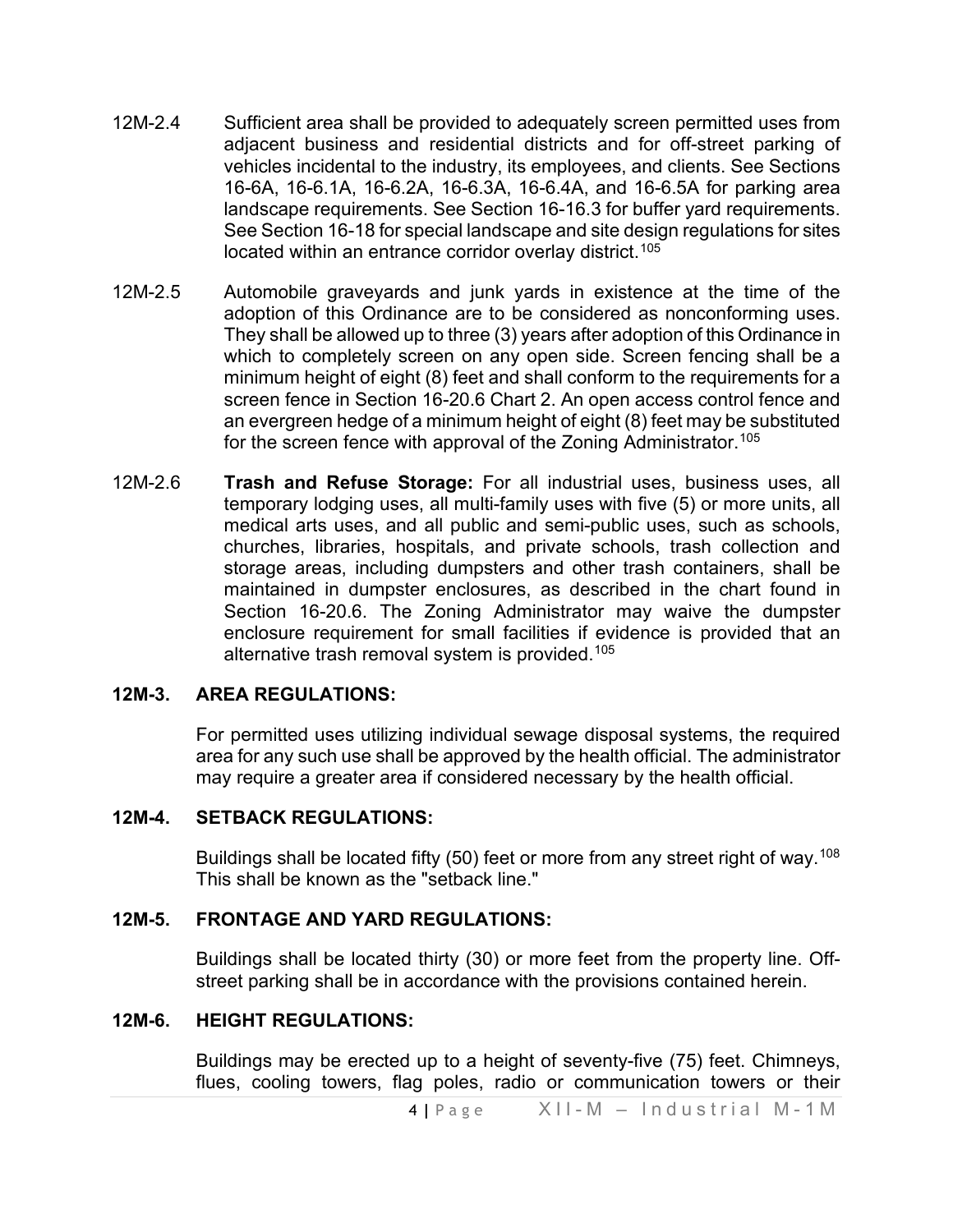12M-2.4 Sufficient area shall be provided to adequately screen permitted uses from adjacent business and residential districts and for off-street parking of vehicles incidental to the industry, its employees, and clients. See Sections 16-6A, 16-6.1A, 16-6.2A, 16-6.3A, 16-6.4A, and 16-6.5A for parking area landscape requirements. See Section 16-16.3 for buffer yard requirements. See Section 16-18 for special landscape and site design regulations for sites located within an entrance corridor overlay district.[105]

12M-2.5 Automobile graveyards and junk yards in existence at the time of the adoption of this Ordinance are to be considered as nonconforming uses. They shall be allowed up to three (3) years after adoption of this Ordinance in which to completely screen on any open side. Screen fencing shall be a minimum height of eight (8) feet and shall conform to the requirements for a screen fence in Section 16-20.6 Chart 2. An open access control fence and an evergreen hedge of a minimum height of eight (8) feet may be substituted for the screen fence with approval of the Zoning Administrator.[105]

12M-2.6 **Trash and Refuse Storage:** For all industrial uses, business uses, all temporary lodging uses, all multi-family uses with five (5) or more units, all medical arts uses, and all public and semi-public uses, such as schools, churches, libraries, hospitals, and private schools, trash collection and storage areas, including dumpsters and other trash containers, shall be maintained in dumpster enclosures, as described in the chart found in Section 16-20.6. The Zoning Administrator may waive the dumpster enclosure requirement for small facilities if evidence is provided that an alternative trash removal system is provided.[105]

## 12M-3. AREA REGULATIONS:

For permitted uses utilizing individual sewage disposal systems, the required area for any such use shall be approved by the health official. The administrator may require a greater area if considered necessary by the health official.

## 12M-4. SETBACK REGULATIONS:

Buildings shall be located fifty (50) feet or more from any street right of way.[108] This shall be known as the "setback line."

## 12M-5. FRONTAGE AND YARD REGULATIONS:

Buildings shall be located thirty (30) or more feet from the property line. Off-street parking shall be in accordance with the provisions contained herein.

## 12M-6. HEIGHT REGULATIONS:

Buildings may be erected up to a height of seventy-five (75) feet. Chimneys, flues, cooling towers, flag poles, radio or communication towers or their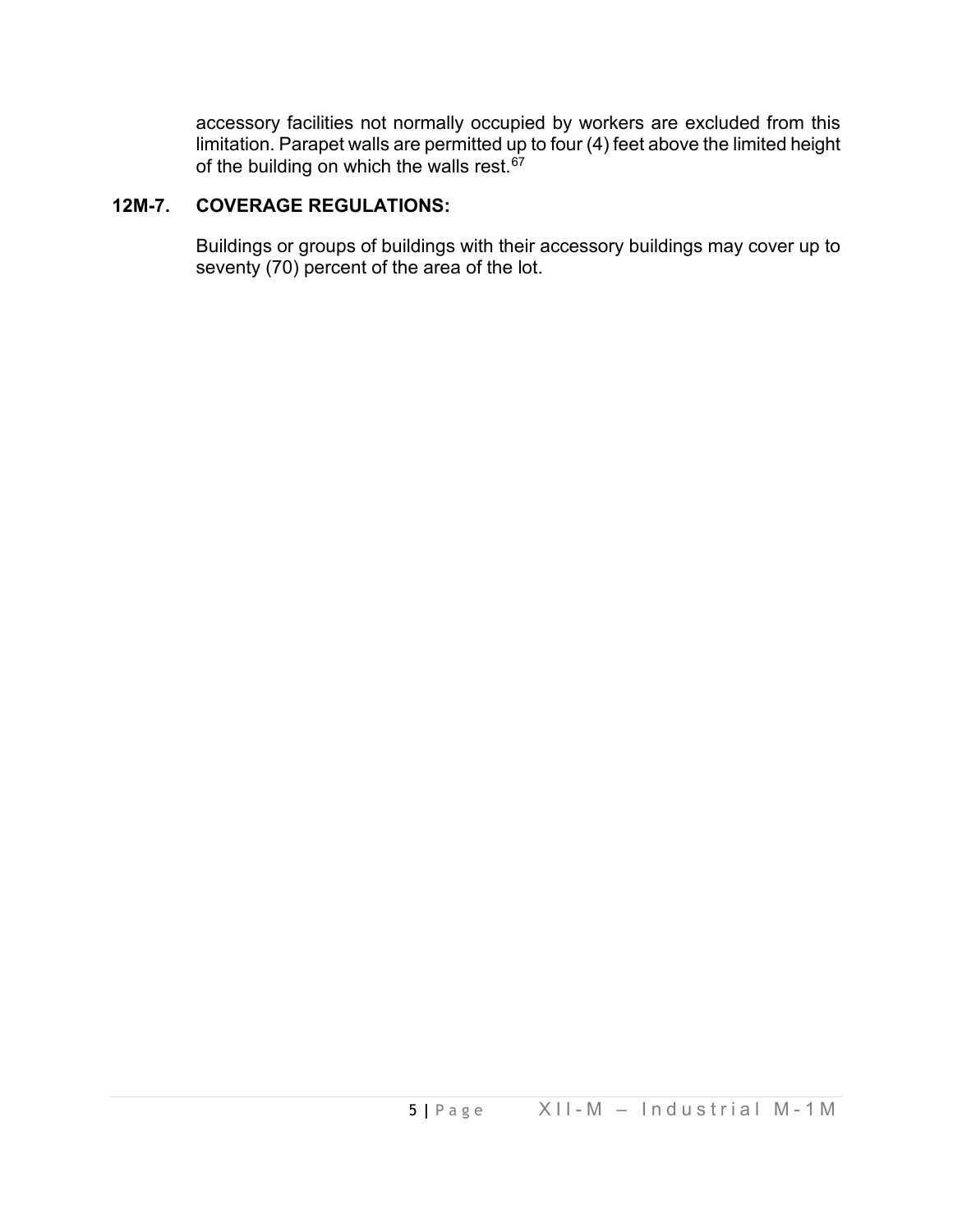accessory facilities not normally occupied by workers are excluded from this limitation. Parapet walls are permitted up to four (4) feet above the limited height of the building on which the walls rest.[67]

## 12M-7. COVERAGE REGULATIONS:

Buildings or groups of buildings with their accessory buildings may cover up to seventy (70) percent of the area of the lot.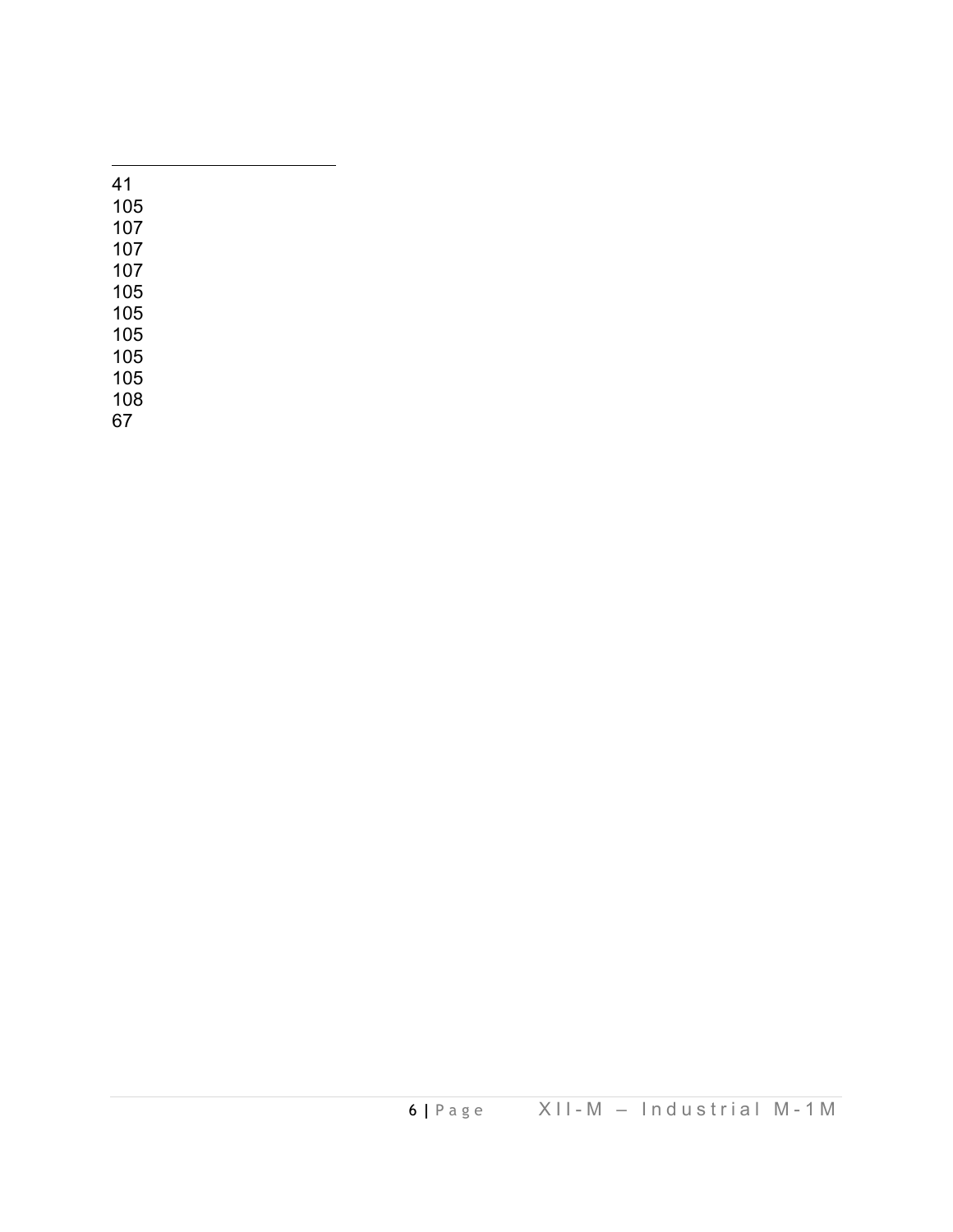41
105
107
107
107
105
105
105
105
105
108
67